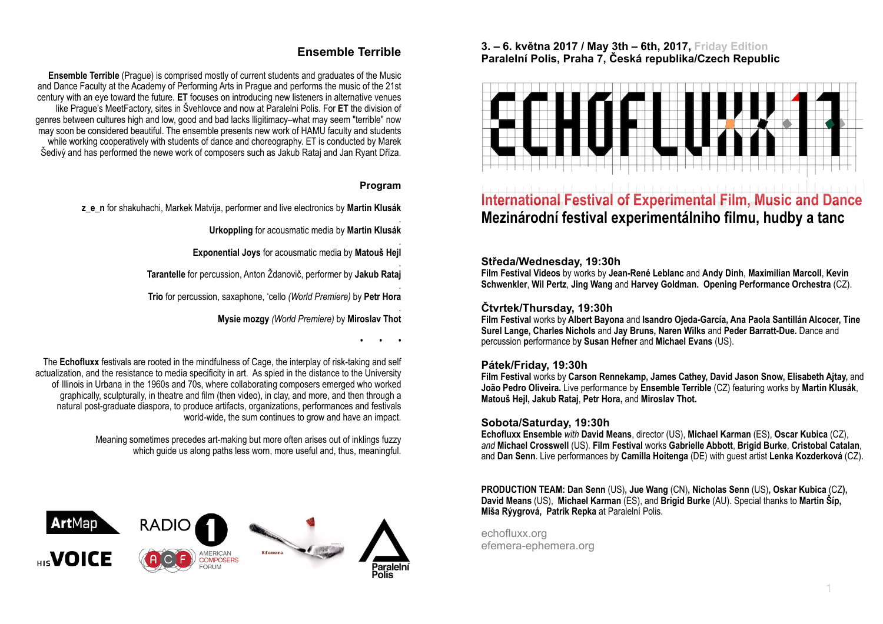## Ensemble Terrible

**Ensemble Terrible** (Prague) is comprised mostly of current students and graduates of the Music and Dance Faculty at the Academy of Performing Arts in Prague and performs the music of the 21st century with an eye toward the future. **ET** focuses on introducing new listeners in alternative venues like Prague's MeetFactory, sites in Švehlovce and now at Paralelni Polis. For **ET** the division of genres between cultures high and low, good and bad lacks lligitimacy–what may seem "terrible" now may soon be considered beautiful. The ensemble presents new work of HAMU faculty and students while working cooperatively with students of dance and choreography. ET is conducted by Marek Šedivý and has performed the newe work of composers such as Jakub Rataj and Jan Ryant Dříza.

### Program

**z_e_n** for shakuhachi, Markek Matvija, performer and live electronics by **Martin Klusák**

**Urkoppling** for acousmatic media by **Martin Klusák**

**Exponential Joys** for acousmatic media by **Matouš Hejl**

**Tarantelle** for percussion, Anton Ždanovič, performer by **Jakub Rataj**

**Trio** for percussion, saxaphone, 'cello *(World Premiere)* by **Petr Hora**

**Mysie mozgy** *(World Premiere)* by **Miroslav Thot**

• • •

The **Echofluxx** festivals are rooted in the mindfulness of Cage, the interplay of risk-taking and self actualization, and the resistance to media specificity in art. As spied in the distance to the University of Illinois in Urbana in the 1960s and 70s, where collaborating composers emerged who worked graphically, sculpturally, in theatre and film (then video), in clay, and more, and then through a natural post-graduate diaspora, to produce artifacts, organizations, performances and festivals world-wide, the sum continues to grow and have an impact.

Meaning sometimes precedes art-making but more often arises out of inklings fuzzy which guide us along paths less worn, more useful and, thus, meaningful.

ArtMap · Radio 1 · HIS VOICE · American Composers Forum · Efemera · Paralelní Polis

**3. – 6. května 2017 / May 3th – 6th, 2017,** Friday Edition
**Paralelní Polis, Praha 7, Česká republika/Czech Republic**

# ECHOFLUXX 17

## International Festival of Experimental Film, Music and Dance
## Mezinárodní festival experimentálniho filmu, hudby a tanc

### Středa/Wednesday, 19:30h

**Film Festival Videos** by works by **Jean-René Leblanc** and **Andy Dinh**, **Maximilian Marcoll**, **Kevin Schwenkler**, **Wil Pertz**, **Jing Wang** and **Harvey Goldman. Opening Performance Orchestra** (CZ).

### Čtvrtek/Thursday, 19:30h

**Film Festival** works by **Albert Bayona** and **Isandro Ojeda-García, Ana Paola Santillán Alcocer, Tine Surel Lange, Charles Nichols** and **Jay Bruns, Naren Wilks** and **Peder Barratt-Due.** Dance and percussion **p**erformance b**y Susan Hefner** and **Michael Evans** (US).

### Pátek/Friday, 19:30h

**Film Festival** works by **Carson Rennekamp, James Cathey, David Jason Snow, Elisabeth Ajtay,** and **João Pedro Oliveira.** Live performance by **Ensemble Terrible** (CZ) featuring works by **Martin Klusák**, **Matouš Hejl, Jakub Rataj**, **Petr Hora,** and **Miroslav Thot.**

### Sobota/Saturday, 19:30h

**Echofluxx Ensemble** *with* **David Means**, director (US), **Michael Karman** (ES), **Oscar Kubica** (CZ), *and* **Michael Crosswell** (US). **Film Festival** works **Gabrielle Abbott**, **Brigid Burke**, **Cristobal Catalan**, and **Dan Senn**. Live performances by **Camilla Hoitenga** (DE) with guest artist **Lenka Kozderková** (CZ).

**PRODUCTION TEAM: Dan Senn** (US)**, Jue Wang** (CN)**, Nicholas Senn** (US)**, Oskar Kubica** (CZ)**, David Means** (US), **Michael Karman** (ES), and **Brigid Burke** (AU). Special thanks to **Martin Šíp, Miša Rýygrová, Patrik Repka** at Paralelní Polis.

echofluxx.org
efemera-ephemera.org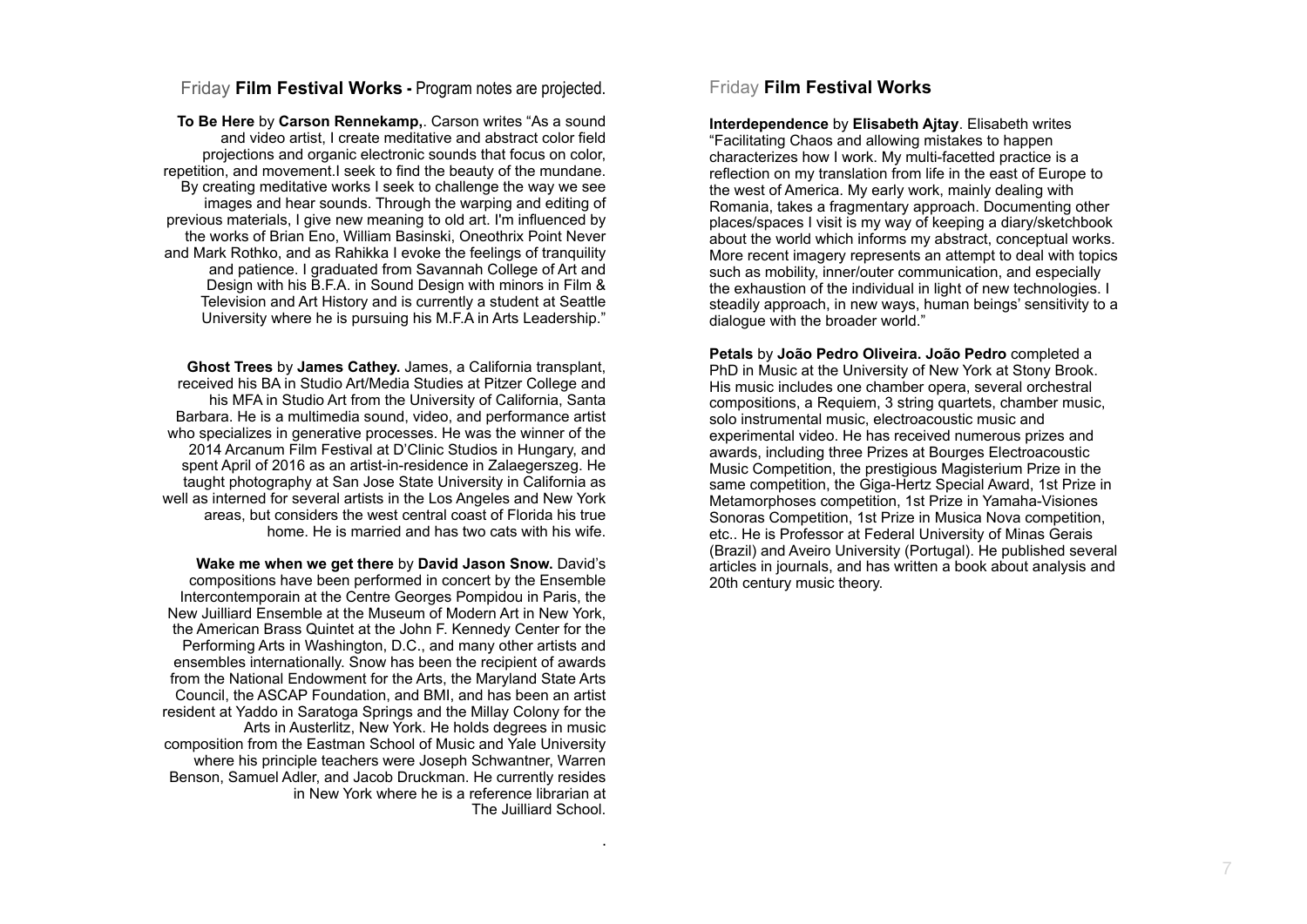## Friday **Film Festival Works -** Program notes are projected.

**To Be Here** by **Carson Rennekamp,**. Carson writes "As a sound and video artist, I create meditative and abstract color field projections and organic electronic sounds that focus on color, repetition, and movement.I seek to find the beauty of the mundane. By creating meditative works I seek to challenge the way we see images and hear sounds. Through the warping and editing of previous materials, I give new meaning to old art. I'm influenced by the works of Brian Eno, William Basinski, Oneothrix Point Never and Mark Rothko, and as Rahikka I evoke the feelings of tranquility and patience. I graduated from Savannah College of Art and Design with his B.F.A. in Sound Design with minors in Film & Television and Art History and is currently a student at Seattle University where he is pursuing his M.F.A in Arts Leadership."

**Ghost Trees** by **James Cathey.** James, a California transplant, received his BA in Studio Art/Media Studies at Pitzer College and his MFA in Studio Art from the University of California, Santa Barbara. He is a multimedia sound, video, and performance artist who specializes in generative processes. He was the winner of the 2014 Arcanum Film Festival at D'Clinic Studios in Hungary, and spent April of 2016 as an artist-in-residence in Zalaegerszeg. He taught photography at San Jose State University in California as well as interned for several artists in the Los Angeles and New York areas, but considers the west central coast of Florida his true home. He is married and has two cats with his wife.

**Wake me when we get there** by **David Jason Snow.** David's compositions have been performed in concert by the Ensemble Intercontemporain at the Centre Georges Pompidou in Paris, the New Juilliard Ensemble at the Museum of Modern Art in New York, the American Brass Quintet at the John F. Kennedy Center for the Performing Arts in Washington, D.C., and many other artists and ensembles internationally. Snow has been the recipient of awards from the National Endowment for the Arts, the Maryland State Arts Council, the ASCAP Foundation, and BMI, and has been an artist resident at Yaddo in Saratoga Springs and the Millay Colony for the Arts in Austerlitz, New York. He holds degrees in music composition from the Eastman School of Music and Yale University where his principle teachers were Joseph Schwantner, Warren Benson, Samuel Adler, and Jacob Druckman. He currently resides in New York where he is a reference librarian at The Juilliard School.

## Friday **Film Festival Works**

**Interdependence** by **Elisabeth Ajtay**. Elisabeth writes "Facilitating Chaos and allowing mistakes to happen characterizes how I work. My multi-facetted practice is a reflection on my translation from life in the east of Europe to the west of America. My early work, mainly dealing with Romania, takes a fragmentary approach. Documenting other places/spaces I visit is my way of keeping a diary/sketchbook about the world which informs my abstract, conceptual works. More recent imagery represents an attempt to deal with topics such as mobility, inner/outer communication, and especially the exhaustion of the individual in light of new technologies. I steadily approach, in new ways, human beings' sensitivity to a dialogue with the broader world."

**Petals** by **João Pedro Oliveira. João Pedro** completed a PhD in Music at the University of New York at Stony Brook. His music includes one chamber opera, several orchestral compositions, a Requiem, 3 string quartets, chamber music, solo instrumental music, electroacoustic music and experimental video. He has received numerous prizes and awards, including three Prizes at Bourges Electroacoustic Music Competition, the prestigious Magisterium Prize in the same competition, the Giga-Hertz Special Award, 1st Prize in Metamorphoses competition, 1st Prize in Yamaha-Visiones Sonoras Competition, 1st Prize in Musica Nova competition, etc.. He is Professor at Federal University of Minas Gerais (Brazil) and Aveiro University (Portugal). He published several articles in journals, and has written a book about analysis and 20th century music theory.